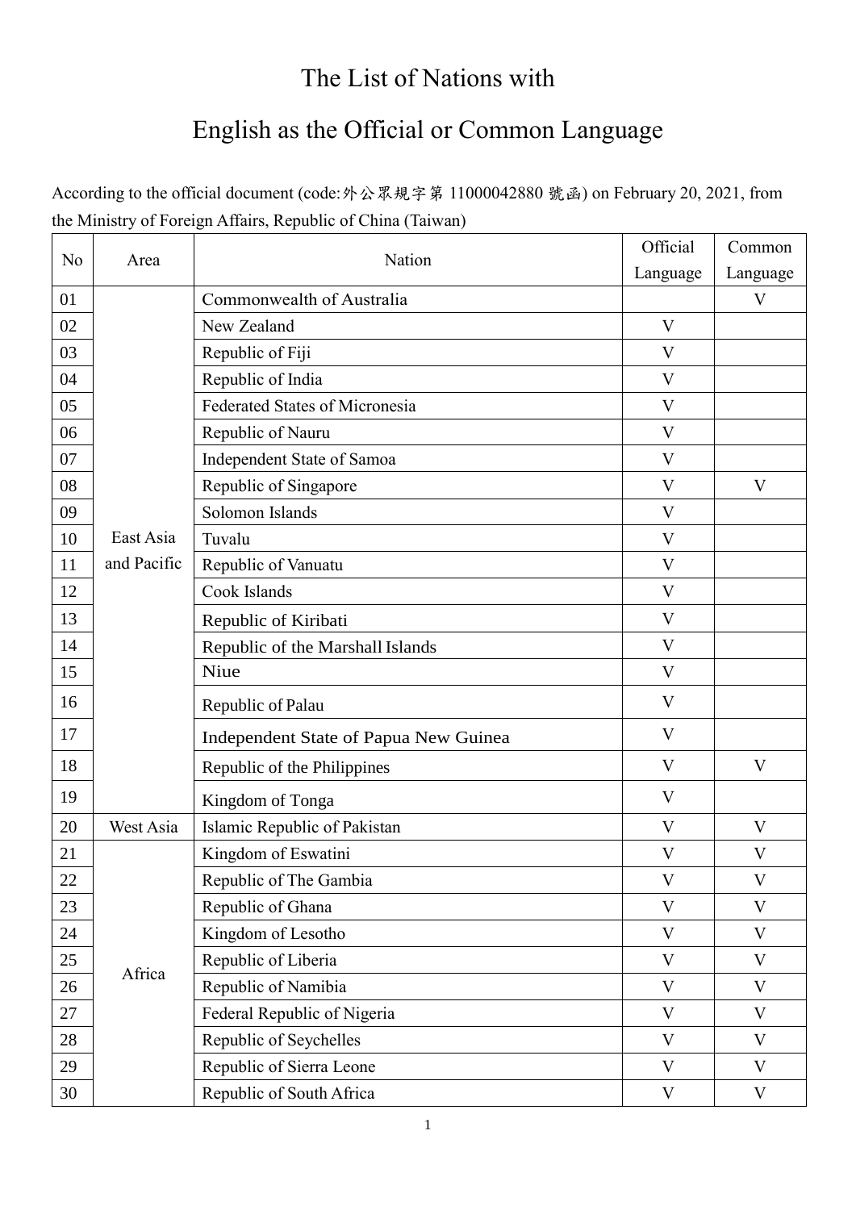# The List of Nations with

# English as the Official or Common Language

According to the official document (code:外公眾規字第 11000042880 號函) on February 20, 2021, from the Ministry of Foreign Affairs, Republic of China (Taiwan)

| No | Area | Nation | Official Language | Common Language |
|---|---|---|---|---|
| 01 | East Asia and Pacific | Commonwealth of Australia | | V |
| 02 | | New Zealand | V | |
| 03 | | Republic of Fiji | V | |
| 04 | | Republic of India | V | |
| 05 | | Federated States of Micronesia | V | |
| 06 | | Republic of Nauru | V | |
| 07 | | Independent State of Samoa | V | |
| 08 | | Republic of Singapore | V | V |
| 09 | | Solomon Islands | V | |
| 10 | | Tuvalu | V | |
| 11 | | Republic of Vanuatu | V | |
| 12 | | Cook Islands | V | |
| 13 | | Republic of Kiribati | V | |
| 14 | | Republic of the Marshall Islands | V | |
| 15 | | Niue | V | |
| 16 | | Republic of Palau | V | |
| 17 | | Independent State of Papua New Guinea | V | |
| 18 | | Republic of the Philippines | V | V |
| 19 | | Kingdom of Tonga | V | |
| 20 | West Asia | Islamic Republic of Pakistan | V | V |
| 21 | Africa | Kingdom of Eswatini | V | V |
| 22 | | Republic of The Gambia | V | V |
| 23 | | Republic of Ghana | V | V |
| 24 | | Kingdom of Lesotho | V | V |
| 25 | | Republic of Liberia | V | V |
| 26 | | Republic of Namibia | V | V |
| 27 | | Federal Republic of Nigeria | V | V |
| 28 | | Republic of Seychelles | V | V |
| 29 | | Republic of Sierra Leone | V | V |
| 30 | | Republic of South Africa | V | V |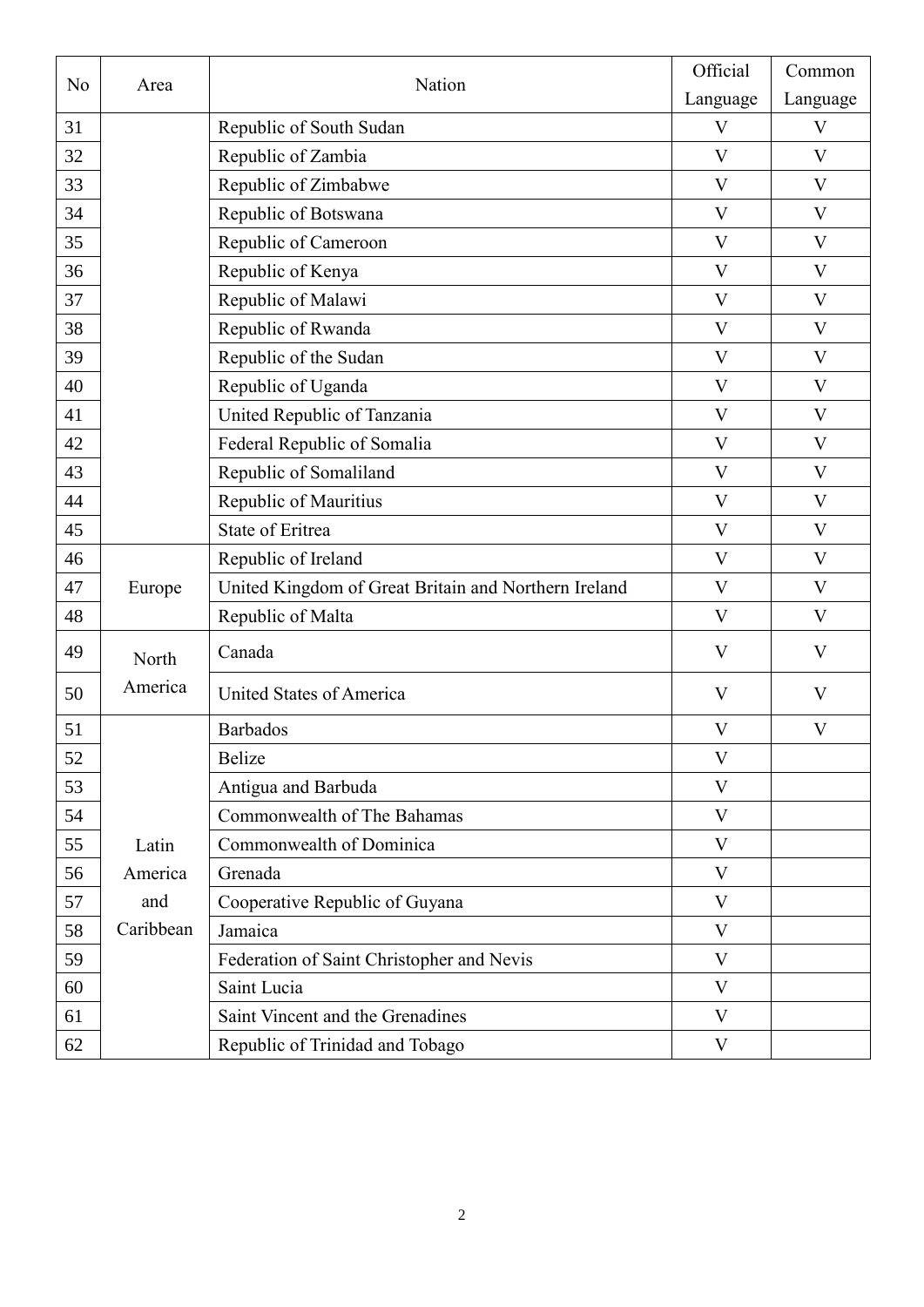| No | Area | Nation | Official Language | Common Language |
|---|---|---|---|---|
| 31 | | Republic of South Sudan | V | V |
| 32 | | Republic of Zambia | V | V |
| 33 | | Republic of Zimbabwe | V | V |
| 34 | | Republic of Botswana | V | V |
| 35 | | Republic of Cameroon | V | V |
| 36 | | Republic of Kenya | V | V |
| 37 | | Republic of Malawi | V | V |
| 38 | | Republic of Rwanda | V | V |
| 39 | | Republic of the Sudan | V | V |
| 40 | | Republic of Uganda | V | V |
| 41 | | United Republic of Tanzania | V | V |
| 42 | | Federal Republic of Somalia | V | V |
| 43 | | Republic of Somaliland | V | V |
| 44 | | Republic of Mauritius | V | V |
| 45 | | State of Eritrea | V | V |
| 46 | Europe | Republic of Ireland | V | V |
| 47 | | United Kingdom of Great Britain and Northern Ireland | V | V |
| 48 | | Republic of Malta | V | V |
| 49 | North America | Canada | V | V |
| 50 | | United States of America | V | V |
| 51 | Latin America and Caribbean | Barbados | V | V |
| 52 | | Belize | V | |
| 53 | | Antigua and Barbuda | V | |
| 54 | | Commonwealth of The Bahamas | V | |
| 55 | | Commonwealth of Dominica | V | |
| 56 | | Grenada | V | |
| 57 | | Cooperative Republic of Guyana | V | |
| 58 | | Jamaica | V | |
| 59 | | Federation of Saint Christopher and Nevis | V | |
| 60 | | Saint Lucia | V | |
| 61 | | Saint Vincent and the Grenadines | V | |
| 62 | | Republic of Trinidad and Tobago | V | |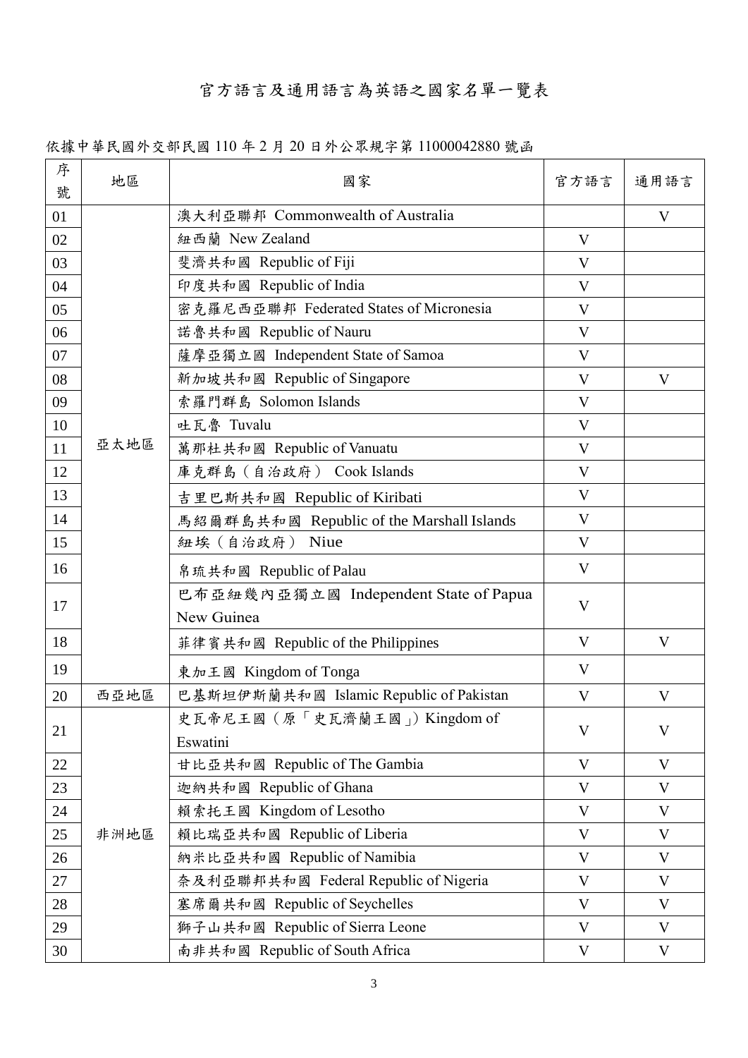# 官方語言及通用語言為英語之國家名單一覽表

依據中華民國外交部民國 110 年 2 月 20 日外公眾規字第 11000042880 號函

| 序號 | 地區 | 國家 | 官方語言 | 通用語言 |
|---|---|---|---|---|
| 01 | 亞太地區 | 澳大利亞聯邦 Commonwealth of Australia | | V |
| 02 | | 紐西蘭 New Zealand | V | |
| 03 | | 斐濟共和國 Republic of Fiji | V | |
| 04 | | 印度共和國 Republic of India | V | |
| 05 | | 密克羅尼西亞聯邦 Federated States of Micronesia | V | |
| 06 | | 諾魯共和國 Republic of Nauru | V | |
| 07 | | 薩摩亞獨立國 Independent State of Samoa | V | |
| 08 | | 新加坡共和國 Republic of Singapore | V | V |
| 09 | | 索羅門群島 Solomon Islands | V | |
| 10 | | 吐瓦魯 Tuvalu | V | |
| 11 | | 萬那杜共和國 Republic of Vanuatu | V | |
| 12 | | 庫克群島（自治政府） Cook Islands | V | |
| 13 | | 吉里巴斯共和國 Republic of Kiribati | V | |
| 14 | | 馬紹爾群島共和國 Republic of the Marshall Islands | V | |
| 15 | | 紐埃（自治政府） Niue | V | |
| 16 | | 帛琉共和國 Republic of Palau | V | |
| 17 | | 巴布亞紐幾內亞獨立國 Independent State of Papua New Guinea | V | |
| 18 | | 菲律賓共和國 Republic of the Philippines | V | V |
| 19 | | 東加王國 Kingdom of Tonga | V | |
| 20 | 西亞地區 | 巴基斯坦伊斯蘭共和國 Islamic Republic of Pakistan | V | V |
| 21 | 非洲地區 | 史瓦帝尼王國（原「史瓦濟蘭王國」）Kingdom of Eswatini | V | V |
| 22 | | 甘比亞共和國 Republic of The Gambia | V | V |
| 23 | | 迦納共和國 Republic of Ghana | V | V |
| 24 | | 賴索托王國 Kingdom of Lesotho | V | V |
| 25 | | 賴比瑞亞共和國 Republic of Liberia | V | V |
| 26 | | 納米比亞共和國 Republic of Namibia | V | V |
| 27 | | 奈及利亞聯邦共和國 Federal Republic of Nigeria | V | V |
| 28 | | 塞席爾共和國 Republic of Seychelles | V | V |
| 29 | | 獅子山共和國 Republic of Sierra Leone | V | V |
| 30 | | 南非共和國 Republic of South Africa | V | V |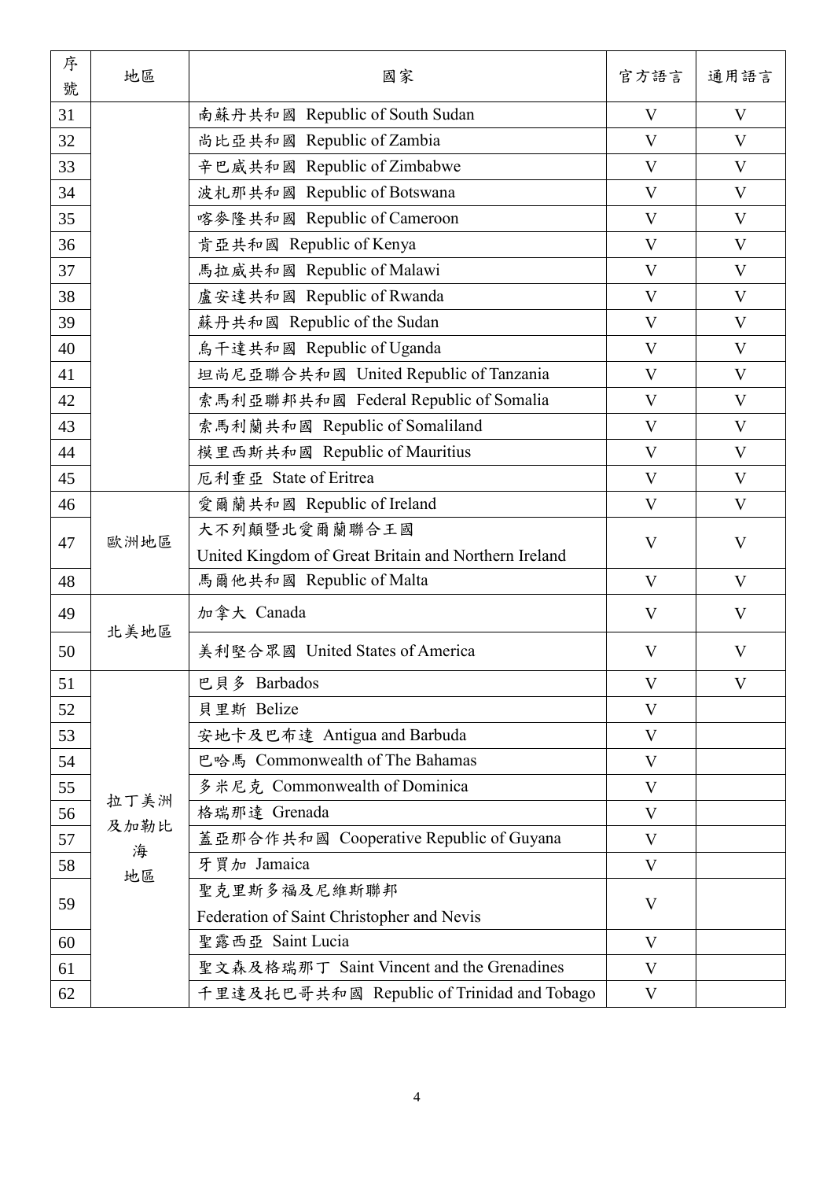| 序號 | 地區 | 國家 | 官方語言 | 通用語言 |
|---|---|---|---|---|
| 31 | | 南蘇丹共和國 Republic of South Sudan | V | V |
| 32 | | 尚比亞共和國 Republic of Zambia | V | V |
| 33 | | 辛巴威共和國 Republic of Zimbabwe | V | V |
| 34 | | 波札那共和國 Republic of Botswana | V | V |
| 35 | | 喀麥隆共和國 Republic of Cameroon | V | V |
| 36 | | 肯亞共和國 Republic of Kenya | V | V |
| 37 | | 馬拉威共和國 Republic of Malawi | V | V |
| 38 | | 盧安達共和國 Republic of Rwanda | V | V |
| 39 | | 蘇丹共和國 Republic of the Sudan | V | V |
| 40 | | 烏干達共和國 Republic of Uganda | V | V |
| 41 | | 坦尚尼亞聯合共和國 United Republic of Tanzania | V | V |
| 42 | | 索馬利亞聯邦共和國 Federal Republic of Somalia | V | V |
| 43 | | 索馬利蘭共和國 Republic of Somaliland | V | V |
| 44 | | 模里西斯共和國 Republic of Mauritius | V | V |
| 45 | | 厄利垂亞 State of Eritrea | V | V |
| 46 | 歐洲地區 | 愛爾蘭共和國 Republic of Ireland | V | V |
| 47 | | 大不列顛暨北愛爾蘭聯合王國 United Kingdom of Great Britain and Northern Ireland | V | V |
| 48 | | 馬爾他共和國 Republic of Malta | V | V |
| 49 | 北美地區 | 加拿大 Canada | V | V |
| 50 | | 美利堅合眾國 United States of America | V | V |
| 51 | 拉丁美洲及加勒比海地區 | 巴貝多 Barbados | V | V |
| 52 | | 貝里斯 Belize | V | |
| 53 | | 安地卡及巴布達 Antigua and Barbuda | V | |
| 54 | | 巴哈馬 Commonwealth of The Bahamas | V | |
| 55 | | 多米尼克 Commonwealth of Dominica | V | |
| 56 | | 格瑞那達 Grenada | V | |
| 57 | | 蓋亞那合作共和國 Cooperative Republic of Guyana | V | |
| 58 | | 牙買加 Jamaica | V | |
| 59 | | 聖克里斯多福及尼維斯聯邦 Federation of Saint Christopher and Nevis | V | |
| 60 | | 聖露西亞 Saint Lucia | V | |
| 61 | | 聖文森及格瑞那丁 Saint Vincent and the Grenadines | V | |
| 62 | | 千里達及托巴哥共和國 Republic of Trinidad and Tobago | V | |